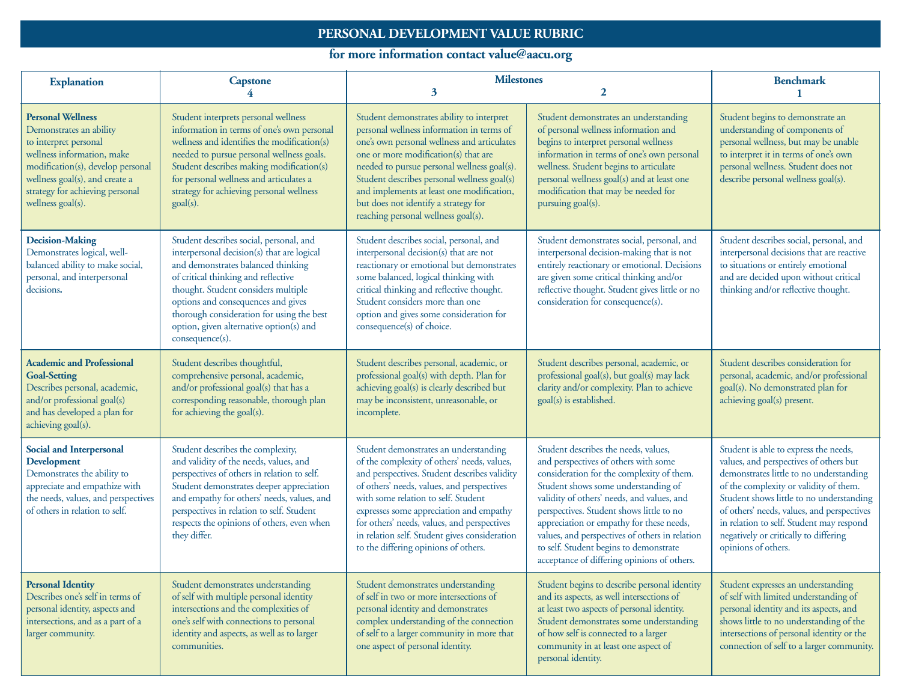# PERSONAL DEVELOPMENT VALUE RUBRIC

## for more information contact value@aacu.org

| Explanation | Capstone 4 | Milestones 3 | 2 | Benchmark 1 |
|---|---|---|---|---|
| **Personal Wellness** Demonstrates an ability to interpret personal wellness information, make modification(s), develop personal wellness goal(s), and create a strategy for achieving personal wellness goal(s). | Student interprets personal wellness information in terms of one's own personal wellness and identifies the modification(s) needed to pursue personal wellness goals. Student describes making modification(s) for personal wellness and articulates a strategy for achieving personal wellness goal(s). | Student demonstrates ability to interpret personal wellness information in terms of one's own personal wellness and articulates one or more modification(s) that are needed to pursue personal wellness goal(s). Student describes personal wellness goal(s) and implements at least one modification, but does not identify a strategy for reaching personal wellness goal(s). | Student demonstrates an understanding of personal wellness information and begins to interpret personal wellness information in terms of one's own personal wellness. Student begins to articulate personal wellness goal(s) and at least one modification that may be needed for pursuing goal(s). | Student begins to demonstrate an understanding of components of personal wellness, but may be unable to interpret it in terms of one's own personal wellness. Student does not describe personal wellness goal(s). |
| **Decision-Making** Demonstrates logical, well-balanced ability to make social, personal, and interpersonal decisions**.** | Student describes social, personal, and interpersonal decision(s) that are logical and demonstrates balanced thinking of critical thinking and reflective thought. Student considers multiple options and consequences and gives thorough consideration for using the best option, given alternative option(s) and consequence(s). | Student describes social, personal, and interpersonal decision(s) that are not reactionary or emotional but demonstrates some balanced, logical thinking with critical thinking and reflective thought. Student considers more than one option and gives some consideration for consequence(s) of choice. | Student demonstrates social, personal, and interpersonal decision-making that is not entirely reactionary or emotional. Decisions are given some critical thinking and/or reflective thought. Student gives little or no consideration for consequence(s). | Student describes social, personal, and interpersonal decisions that are reactive to situations or entirely emotional and are decided upon without critical thinking and/or reflective thought. |
| **Academic and Professional Goal-Setting** Describes personal, academic, and/or professional goal(s) and has developed a plan for achieving goal(s). | Student describes thoughtful, comprehensive personal, academic, and/or professional goal(s) that has a corresponding reasonable, thorough plan for achieving the goal(s). | Student describes personal, academic, or professional goal(s) with depth. Plan for achieving goal(s) is clearly described but may be inconsistent, unreasonable, or incomplete. | Student describes personal, academic, or professional goal(s), but goal(s) may lack clarity and/or complexity. Plan to achieve goal(s) is established. | Student describes consideration for personal, academic, and/or professional goal(s). No demonstrated plan for achieving goal(s) present. |
| **Social and Interpersonal Development** Demonstrates the ability to appreciate and empathize with the needs, values, and perspectives of others in relation to self. | Student describes the complexity, and validity of the needs, values, and perspectives of others in relation to self. Student demonstrates deeper appreciation and empathy for others' needs, values, and perspectives in relation to self. Student respects the opinions of others, even when they differ. | Student demonstrates an understanding of the complexity of others' needs, values, and perspectives. Student describes validity of others' needs, values, and perspectives with some relation to self. Student expresses some appreciation and empathy for others' needs, values, and perspectives in relation self. Student gives consideration to the differing opinions of others. | Student describes the needs, values, and perspectives of others with some consideration for the complexity of them. Student shows some understanding of validity of others' needs, and values, and perspectives. Student shows little to no appreciation or empathy for these needs, values, and perspectives of others in relation to self. Student begins to demonstrate acceptance of differing opinions of others. | Student is able to express the needs, values, and perspectives of others but demonstrates little to no understanding of the complexity or validity of them. Student shows little to no understanding of others' needs, values, and perspectives in relation to self. Student may respond negatively or critically to differing opinions of others. |
| **Personal Identity** Describes one's self in terms of personal identity, aspects and intersections, and as a part of a larger community. | Student demonstrates understanding of self with multiple personal identity intersections and the complexities of one's self with connections to personal identity and aspects, as well as to larger communities. | Student demonstrates understanding of self in two or more intersections of personal identity and demonstrates complex understanding of the connection of self to a larger community in more that one aspect of personal identity. | Student begins to describe personal identity and its aspects, as well intersections of at least two aspects of personal identity. Student demonstrates some understanding of how self is connected to a larger community in at least one aspect of personal identity. | Student expresses an understanding of self with limited understanding of personal identity and its aspects, and shows little to no understanding of the intersections of personal identity or the connection of self to a larger community. |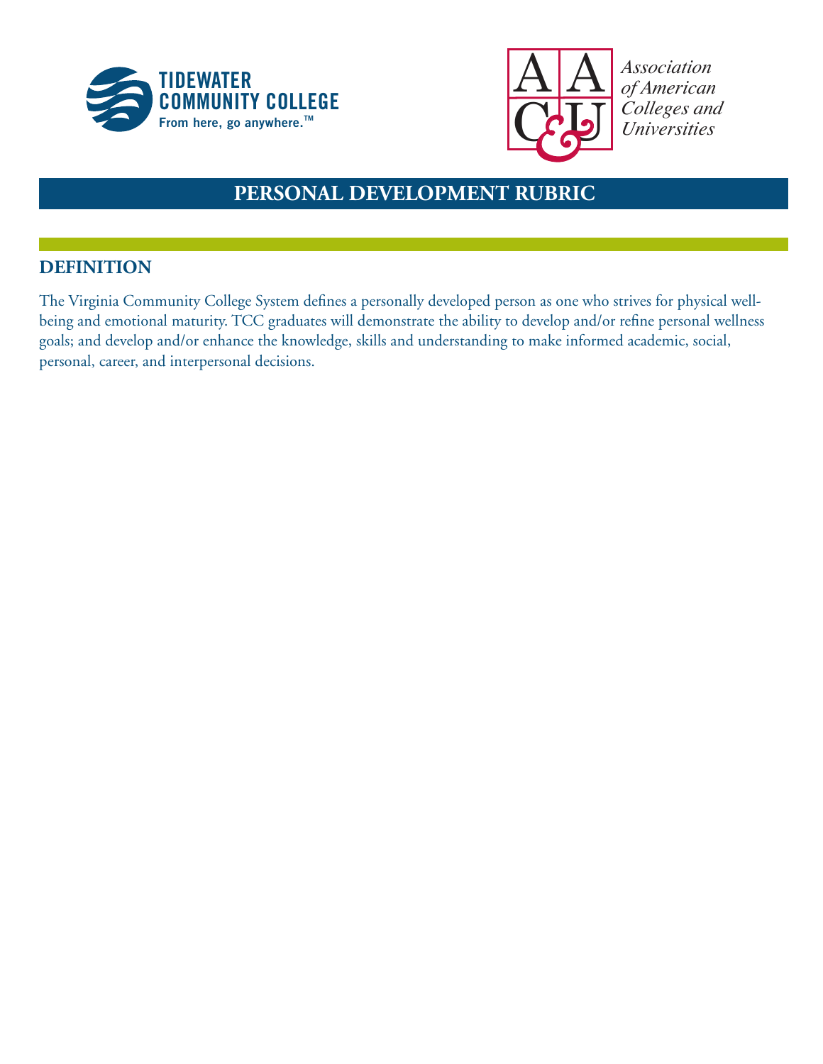# PERSONAL DEVELOPMENT RUBRIC

## DEFINITION

The Virginia Community College System defines a personally developed person as one who strives for physical well-being and emotional maturity. TCC graduates will demonstrate the ability to develop and/or refine personal wellness goals; and develop and/or enhance the knowledge, skills and understanding to make informed academic, social, personal, career, and interpersonal decisions.